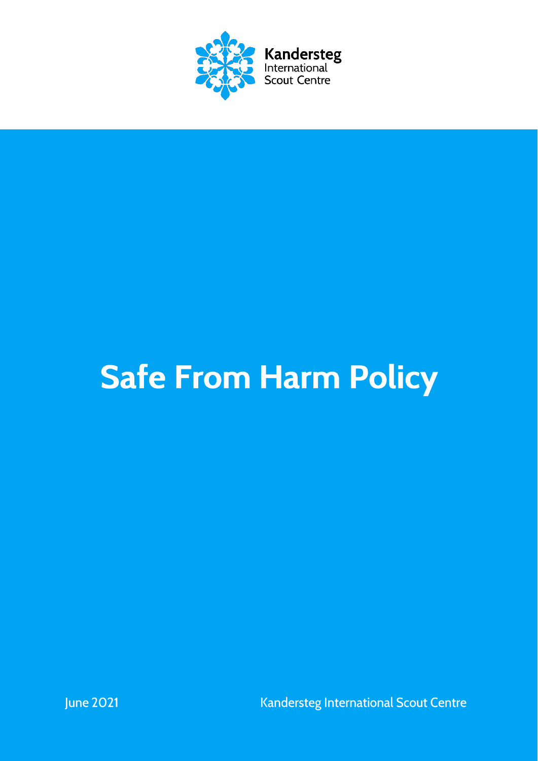Kandersteg International Scout Centre

# Safe From Harm Policy

June 2021

Kandersteg International Scout Centre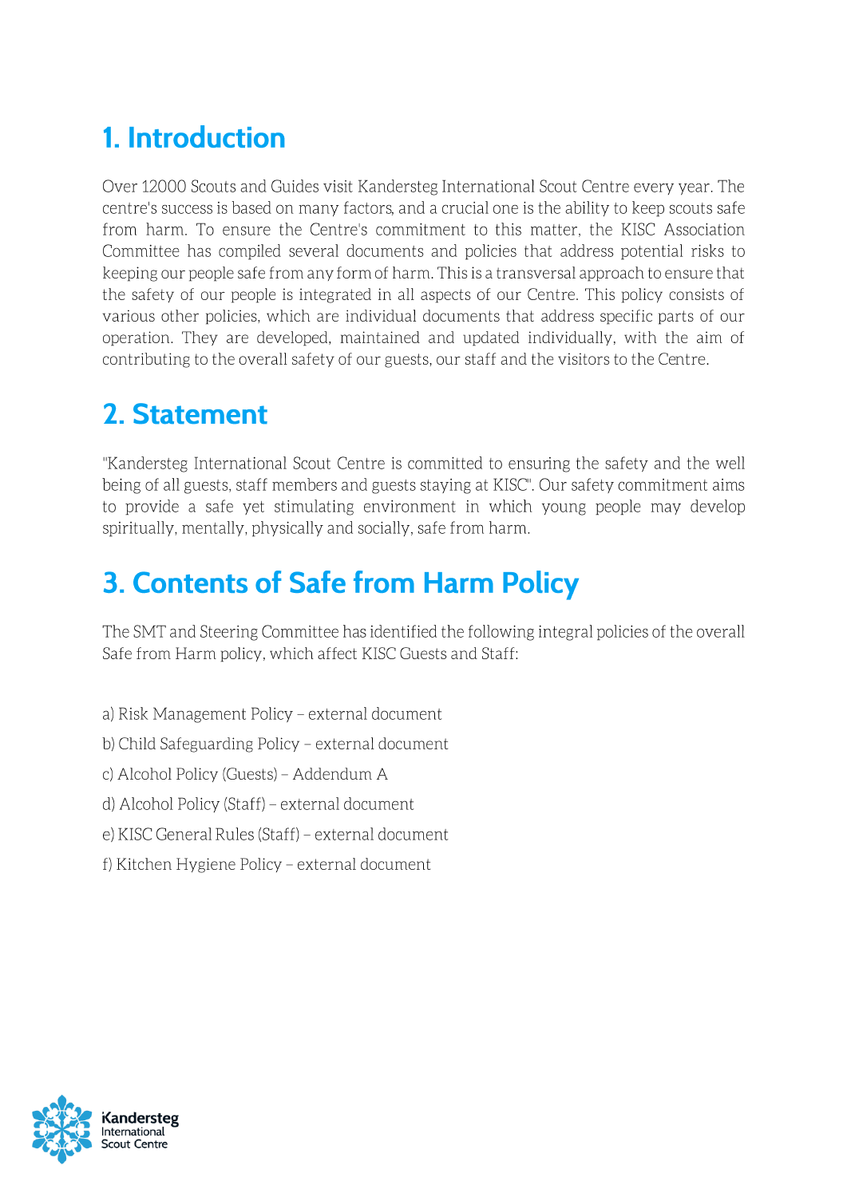## 1. Introduction

Over 12000 Scouts and Guides visit Kandersteg International Scout Centre every year. The centre's success is based on many factors, and a crucial one is the ability to keep scouts safe from harm. To ensure the Centre's commitment to this matter, the KISC Association Committee has compiled several documents and policies that address potential risks to keeping our people safe from any form of harm. This is a transversal approach to ensure that the safety of our people is integrated in all aspects of our Centre. This policy consists of various other policies, which are individual documents that address specific parts of our operation. They are developed, maintained and updated individually, with the aim of contributing to the overall safety of our guests, our staff and the visitors to the Centre.

## 2. Statement

"Kandersteg International Scout Centre is committed to ensuring the safety and the well being of all guests, staff members and guests staying at KISC". Our safety commitment aims to provide a safe yet stimulating environment in which young people may develop spiritually, mentally, physically and socially, safe from harm.

## 3. Contents of Safe from Harm Policy

The SMT and Steering Committee has identified the following integral policies of the overall Safe from Harm policy, which affect KISC Guests and Staff:

a) Risk Management Policy – external document

b) Child Safeguarding Policy – external document

c) Alcohol Policy (Guests) – Addendum A

d) Alcohol Policy (Staff) – external document

e) KISC General Rules (Staff) – external document

f) Kitchen Hygiene Policy – external document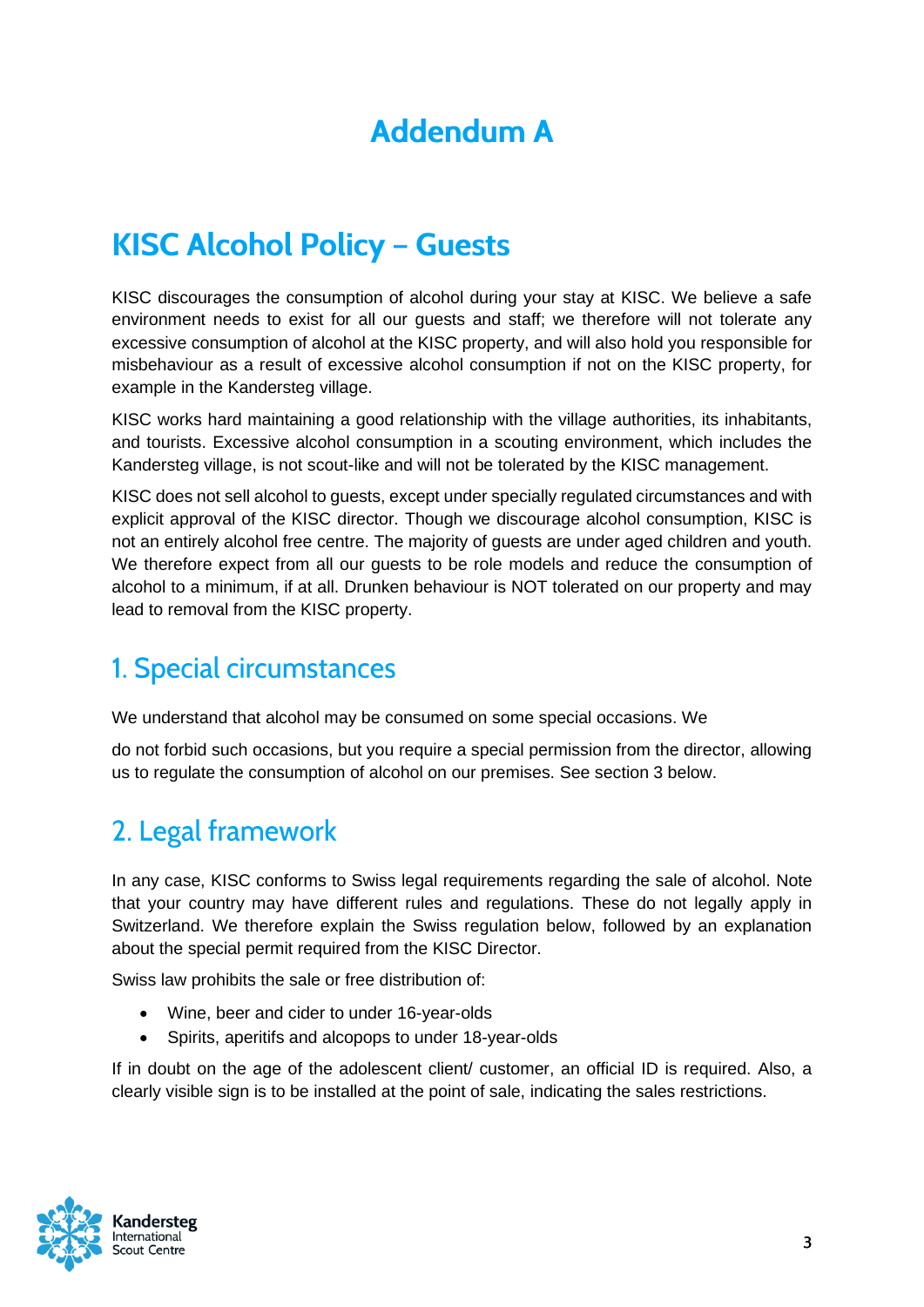# Addendum A

# KISC Alcohol Policy – Guests

KISC discourages the consumption of alcohol during your stay at KISC. We believe a safe environment needs to exist for all our guests and staff; we therefore will not tolerate any excessive consumption of alcohol at the KISC property, and will also hold you responsible for misbehaviour as a result of excessive alcohol consumption if not on the KISC property, for example in the Kandersteg village.

KISC works hard maintaining a good relationship with the village authorities, its inhabitants, and tourists. Excessive alcohol consumption in a scouting environment, which includes the Kandersteg village, is not scout-like and will not be tolerated by the KISC management.

KISC does not sell alcohol to guests, except under specially regulated circumstances and with explicit approval of the KISC director. Though we discourage alcohol consumption, KISC is not an entirely alcohol free centre. The majority of guests are under aged children and youth. We therefore expect from all our guests to be role models and reduce the consumption of alcohol to a minimum, if at all. Drunken behaviour is NOT tolerated on our property and may lead to removal from the KISC property.

## 1. Special circumstances

We understand that alcohol may be consumed on some special occasions. We

do not forbid such occasions, but you require a special permission from the director, allowing us to regulate the consumption of alcohol on our premises. See section 3 below.

## 2. Legal framework

In any case, KISC conforms to Swiss legal requirements regarding the sale of alcohol. Note that your country may have different rules and regulations. These do not legally apply in Switzerland. We therefore explain the Swiss regulation below, followed by an explanation about the special permit required from the KISC Director.

Swiss law prohibits the sale or free distribution of:

- Wine, beer and cider to under 16-year-olds
- Spirits, aperitifs and alcopops to under 18-year-olds

If in doubt on the age of the adolescent client/ customer, an official ID is required. Also, a clearly visible sign is to be installed at the point of sale, indicating the sales restrictions.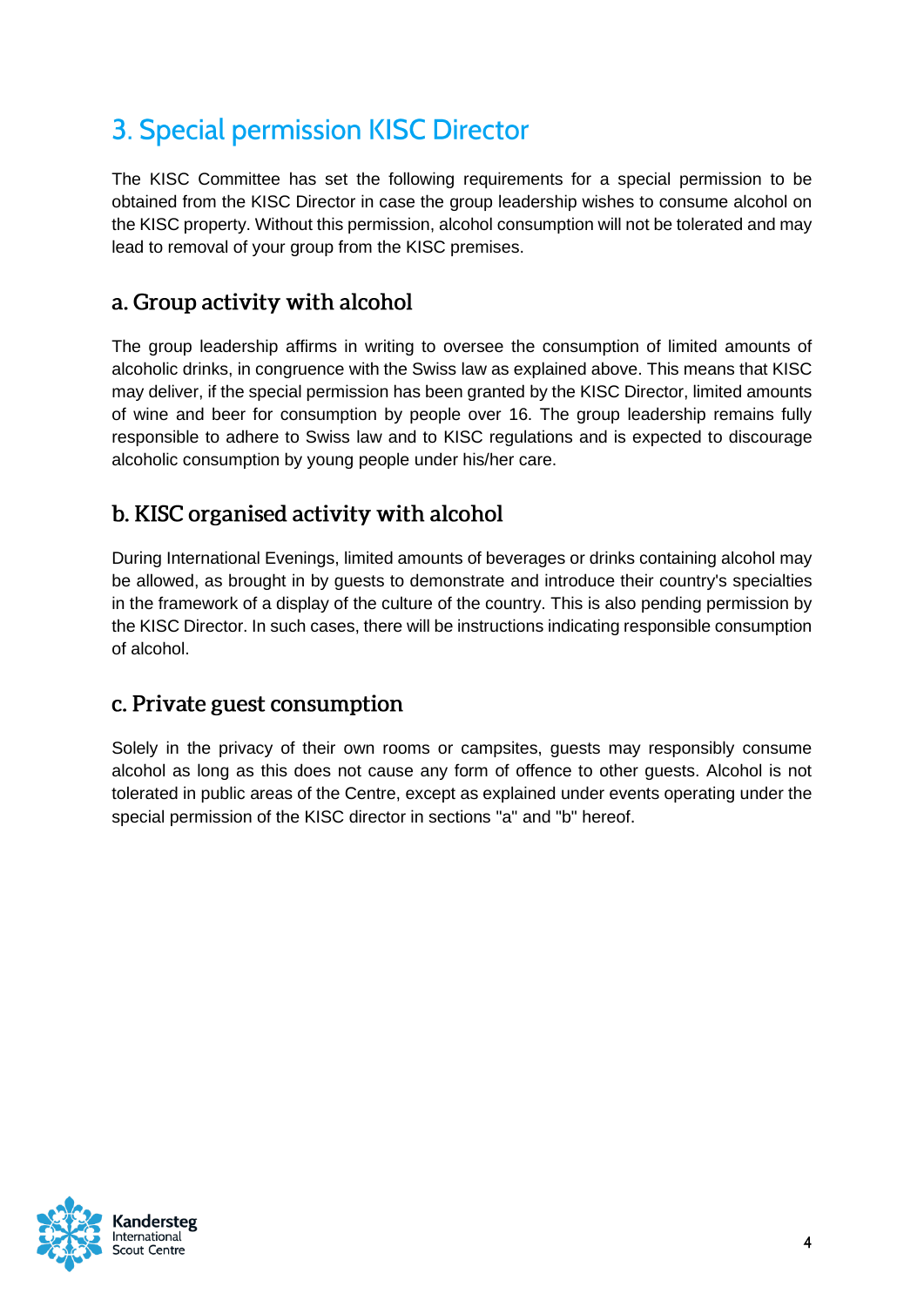# 3. Special permission KISC Director

The KISC Committee has set the following requirements for a special permission to be obtained from the KISC Director in case the group leadership wishes to consume alcohol on the KISC property. Without this permission, alcohol consumption will not be tolerated and may lead to removal of your group from the KISC premises.

## a. Group activity with alcohol

The group leadership affirms in writing to oversee the consumption of limited amounts of alcoholic drinks, in congruence with the Swiss law as explained above. This means that KISC may deliver, if the special permission has been granted by the KISC Director, limited amounts of wine and beer for consumption by people over 16. The group leadership remains fully responsible to adhere to Swiss law and to KISC regulations and is expected to discourage alcoholic consumption by young people under his/her care.

## b. KISC organised activity with alcohol

During International Evenings, limited amounts of beverages or drinks containing alcohol may be allowed, as brought in by guests to demonstrate and introduce their country's specialties in the framework of a display of the culture of the country. This is also pending permission by the KISC Director. In such cases, there will be instructions indicating responsible consumption of alcohol.

## c. Private guest consumption

Solely in the privacy of their own rooms or campsites, guests may responsibly consume alcohol as long as this does not cause any form of offence to other guests. Alcohol is not tolerated in public areas of the Centre, except as explained under events operating under the special permission of the KISC director in sections "a" and "b" hereof.